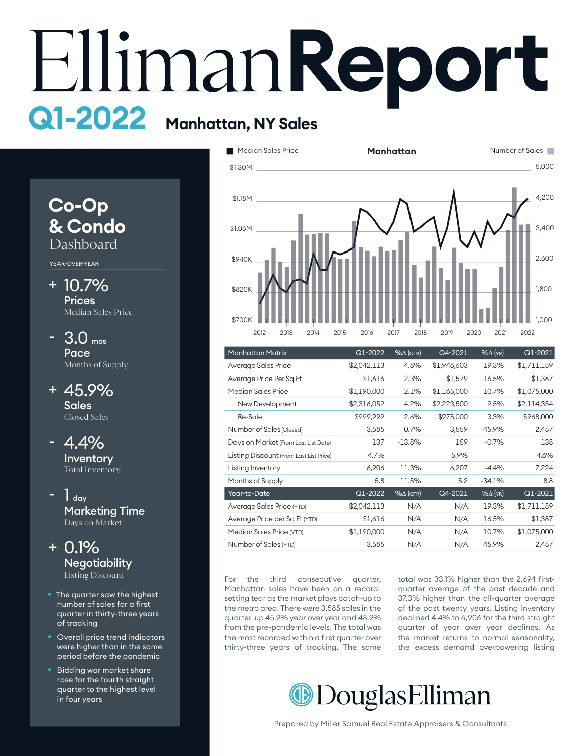# Elliman Report

## Q1-2022 Manhattan, NY Sales

### Co-Op & Condo Dashboard

YEAR-OVER-YEAR

**+ 10.7%**
**Prices**
Median Sales Price

**- 3.0 mos**
**Pace**
Months of Supply

**+ 45.9%**
**Sales**
Closed Sales

**- 4.4%**
**Inventory**
Total Inventory

**- 1 day**
**Marketing Time**
Days on Market

**+ 0.1%**
**Negotiability**
Listing Discount

- The quarter saw the highest number of sales for a first quarter in thirty-three years of tracking
- Overall price trend indicators were higher than in the same period before the pandemic
- Bidding war market share rose for the fourth quarter straight quarter to the highest level in four years

**Manhattan**

Median Sales Price | Number of Sales

| Manhattan Matrix | Q1-2022 | %Δ (QTR) | Q4-2021 | %Δ (YR) | Q1-2021 |
|---|---|---|---|---|---|
| Average Sales Price | $2,042,113 | 4.8% | $1,948,603 | 19.3% | $1,711,159 |
| Average Price Per Sq Ft | $1,616 | 2.3% | $1,579 | 16.5% | $1,387 |
| Median Sales Price | $1,190,000 | 2.1% | $1,165,000 | 10.7% | $1,075,000 |
| New Development | $2,316,052 | 4.2% | $2,223,500 | 9.5% | $2,114,354 |
| Re-Sale | $999,999 | 2.6% | $975,000 | 3.3% | $968,000 |
| Number of Sales (Closed) | 3,585 | 0.7% | 3,559 | 45.9% | 2,457 |
| Days on Market (From Last List Date) | 137 | -13.8% | 159 | -0.7% | 138 |
| Listing Discount (From Last List Price) | 4.7% | | 5.9% | | 4.6% |
| Listing Inventory | 6,906 | 11.3% | 6,207 | -4.4% | 7,224 |
| Months of Supply | 5.8 | 11.5% | 5.2 | -34.1% | 8.8 |
| **Year-to-Date** | **Q1-2022** | **%Δ (QTR)** | **Q4-2021** | **%Δ (YR)** | **Q1-2021** |
| Average Sales Price (YTD) | $2,042,113 | N/A | N/A | 19.3% | $1,711,159 |
| Average Price per Sq Ft (YTD) | $1,616 | N/A | N/A | 16.5% | $1,387 |
| Median Sales Price (YTD) | $1,190,000 | N/A | N/A | 10.7% | $1,075,000 |
| Number of Sales (YTD) | 3,585 | N/A | N/A | 45.9% | 2,457 |

For the third consecutive quarter, Manhattan sales have been on a record-setting tear as the market plays catch-up to the metro area. There were 3,585 sales in the quarter, up 45.9% year over year and 48.9% from the pre-pandemic levels. The total was the most recorded within a first quarter over thirty-three years of tracking. The same total was 33.1% higher than the 2,694 first-quarter average of the past decade and 37.3% higher than the all-quarter average of the past twenty years. Listing inventory declined 4.4% to 6,906 for the third straight quarter of year over year declines. As the market returns to normal seasonality, the excess demand overpowering listing

Douglas Elliman

Prepared by Miller Samuel Real Estate Appraisers & Consultants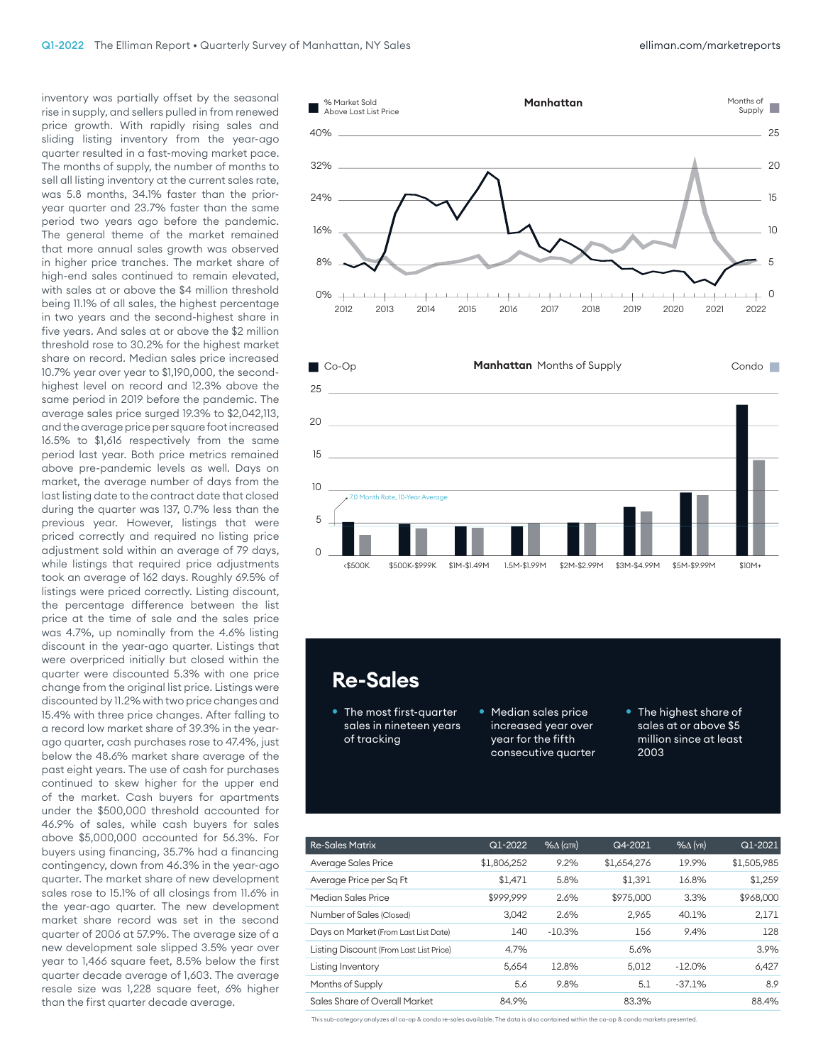inventory was partially offset by the seasonal rise in supply, and sellers pulled in from renewed price growth. With rapidly rising sales and sliding listing inventory from the year-ago quarter resulted in a fast-moving market pace. The months of supply, the number of months to sell all listing inventory at the current sales rate, was 5.8 months, 34.1% faster than the prior-year quarter and 23.7% faster than the same period two years ago before the pandemic. The general theme of the market remained that more annual sales growth was observed in higher price tranches. The market share of high-end sales continued to remain elevated, with sales at or above the $4 million threshold being 11.1% of all sales, the highest percentage in two years and the second-highest share in five years. And sales at or above the $2 million threshold rose to 30.2% for the highest market share on record. Median sales price increased 10.7% year over year to $1,190,000, the second-highest level on record and 12.3% above the same period in 2019 before the pandemic. The average sales price surged 19.3% to $2,042,113, and the average price per square foot increased 16.5% to $1,616 respectively from the same period last year. Both price metrics remained above pre-pandemic levels as well. Days on market, the average number of days from the last listing date to the contract date that closed during the quarter was 137, 0.7% less than the previous year. However, listings that were priced correctly and required no listing price adjustment sold within an average of 79 days, while listings that required price adjustments took an average of 162 days. Roughly 69.5% of listings were priced correctly. Listing discount, the percentage difference between the list price at the time of sale and the sales price was 4.7%, up nominally from the 4.6% listing discount in the year-ago quarter. Listings that were overpriced initially but closed within the quarter were discounted 5.3% with one price change from the original list price. Listings were discounted by 11.2% with two price changes and 15.4% with three price changes. After falling to a record low market share of 39.3% in the year-ago quarter, cash purchases rose to 47.4%, just below the 48.6% market share average of the past eight years. The use of cash for purchases continued to skew higher for the upper end of the market. Cash buyers for apartments under the $500,000 threshold accounted for 46.9% of sales, while cash buyers for sales above $5,000,000 accounted for 56.3%. For buyers using financing, 35.7% had a financing contingency, down from 46.3% in the year-ago quarter. The market share of new development sales rose to 15.1% of all closings from 11.6% in the year-ago quarter. The new development market share record was set in the second quarter of 2006 at 57.9%. The average size of a new development sale slipped 3.5% year over year to 1,466 square feet, 8.5% below the first quarter decade average of 1,603. The average resale size was 1,228 square feet, 6% higher than the first quarter decade average.

**Manhattan**

% Market Sold Above Last List Price | Months of Supply

**Manhattan** Months of Supply

Co-Op | Condo

7.0 Month Rate, 10-Year Average

## Re-Sales

- The most first-quarter sales in nineteen years of tracking
- Median sales price increased year over year for the fifth consecutive quarter
- The highest share of sales at or above $5 million since at least 2003

| Re-Sales Matrix | Q1-2022 | %Δ (QTR) | Q4-2021 | %Δ (YR) | Q1-2021 |
|---|---|---|---|---|---|
| Average Sales Price | $1,806,252 | 9.2% | $1,654,276 | 19.9% | $1,505,985 |
| Average Price per Sq Ft | $1,471 | 5.8% | $1,391 | 16.8% | $1,259 |
| Median Sales Price | $999,999 | 2.6% | $975,000 | 3.3% | $968,000 |
| Number of Sales (Closed) | 3,042 | 2.6% | 2,965 | 40.1% | 2,171 |
| Days on Market (From Last List Date) | 140 | -10.3% | 156 | 9.4% | 128 |
| Listing Discount (From Last List Price) | 4.7% | | 5.6% | | 3.9% |
| Listing Inventory | 5,654 | 12.8% | 5,012 | -12.0% | 6,427 |
| Months of Supply | 5.6 | 9.8% | 5.1 | -37.1% | 8.9 |
| Sales Share of Overall Market | 84.9% | | 83.3% | | 88.4% |

This sub-category analyzes all co-op & condo re-sales available. The data is also contained within the co-op & condo markets presented.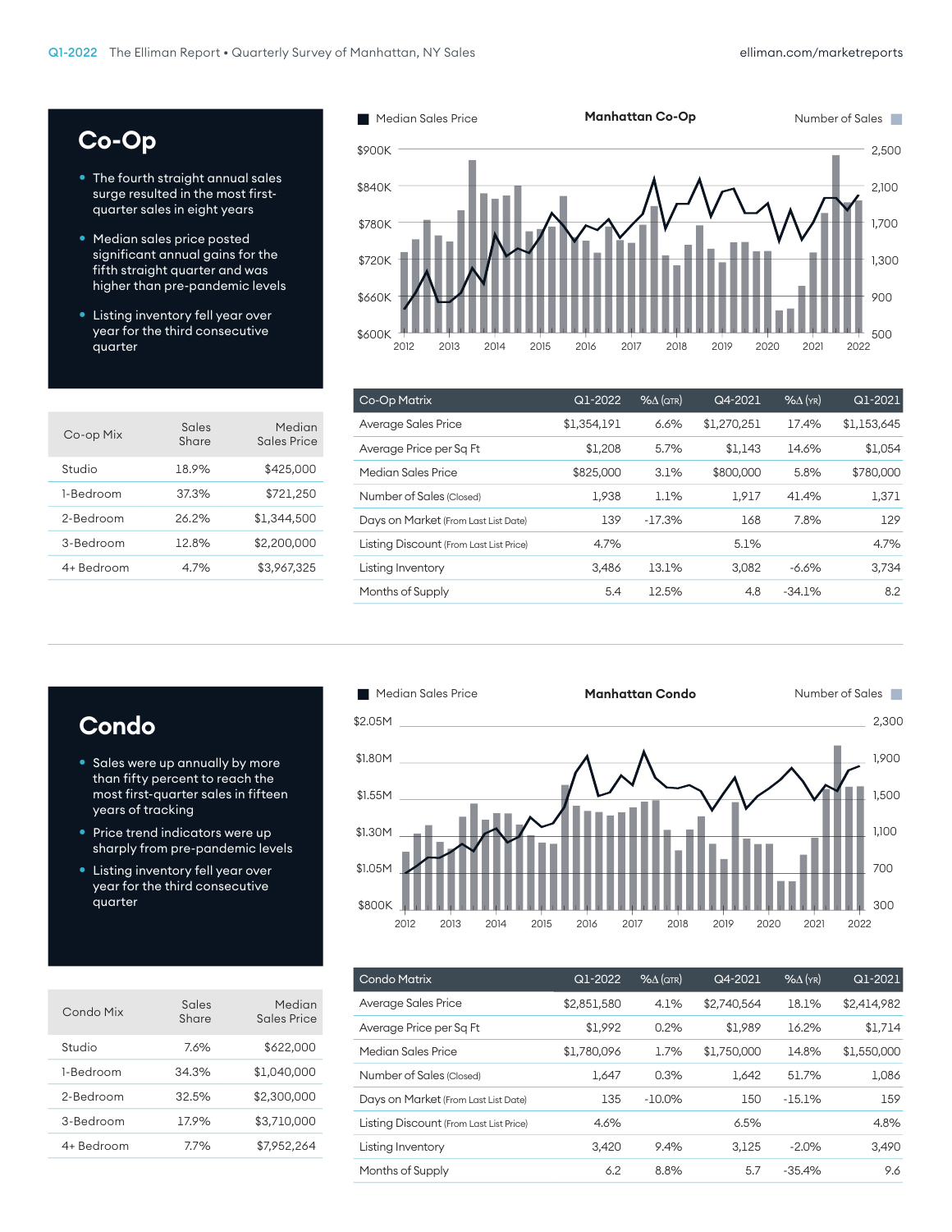## Co-Op

- The fourth straight annual sales surge resulted in the most first-quarter sales in eight years
- Median sales price posted significant annual gains for the fifth straight quarter and was higher than pre-pandemic levels
- Listing inventory fell year over year for the third consecutive quarter

| Co-op Mix | Sales Share | Median Sales Price |
|---|---|---|
| Studio | 18.9% | $425,000 |
| 1-Bedroom | 37.3% | $721,250 |
| 2-Bedroom | 26.2% | $1,344,500 |
| 3-Bedroom | 12.8% | $2,200,000 |
| 4+ Bedroom | 4.7% | $3,967,325 |

**Manhattan Co-Op**

Median Sales Price | Number of Sales

| Co-Op Matrix | Q1-2022 | %Δ (QTR) | Q4-2021 | %Δ (YR) | Q1-2021 |
|---|---|---|---|---|---|
| Average Sales Price | $1,354,191 | 6.6% | $1,270,251 | 17.4% | $1,153,645 |
| Average Price per Sq Ft | $1,208 | 5.7% | $1,143 | 14.6% | $1,054 |
| Median Sales Price | $825,000 | 3.1% | $800,000 | 5.8% | $780,000 |
| Number of Sales (Closed) | 1,938 | 1.1% | 1,917 | 41.4% | 1,371 |
| Days on Market (From Last List Date) | 139 | -17.3% | 168 | 7.8% | 129 |
| Listing Discount (From Last List Price) | 4.7% | | 5.1% | | 4.7% |
| Listing Inventory | 3,486 | 13.1% | 3,082 | -6.6% | 3,734 |
| Months of Supply | 5.4 | 12.5% | 4.8 | -34.1% | 8.2 |

## Condo

- Sales were up annually by more than fifty percent to reach the most first-quarter sales in fifteen years of tracking
- Price trend indicators were up sharply from pre-pandemic levels
- Listing inventory fell year over year for the third consecutive quarter

| Condo Mix | Sales Share | Median Sales Price |
|---|---|---|
| Studio | 7.6% | $622,000 |
| 1-Bedroom | 34.3% | $1,040,000 |
| 2-Bedroom | 32.5% | $2,300,000 |
| 3-Bedroom | 17.9% | $3,710,000 |
| 4+ Bedroom | 7.7% | $7,952,264 |

**Manhattan Condo**

Median Sales Price | Number of Sales

| Condo Matrix | Q1-2022 | %Δ (QTR) | Q4-2021 | %Δ (YR) | Q1-2021 |
|---|---|---|---|---|---|
| Average Sales Price | $2,851,580 | 4.1% | $2,740,564 | 18.1% | $2,414,982 |
| Average Price per Sq Ft | $1,992 | 0.2% | $1,989 | 16.2% | $1,714 |
| Median Sales Price | $1,780,096 | 1.7% | $1,750,000 | 14.8% | $1,550,000 |
| Number of Sales (Closed) | 1,647 | 0.3% | 1,642 | 51.7% | 1,086 |
| Days on Market (From Last List Date) | 135 | -10.0% | 150 | -15.1% | 159 |
| Listing Discount (From Last List Price) | 4.6% | | 6.5% | | 4.8% |
| Listing Inventory | 3,420 | 9.4% | 3,125 | -2.0% | 3,490 |
| Months of Supply | 6.2 | 8.8% | 5.7 | -35.4% | 9.6 |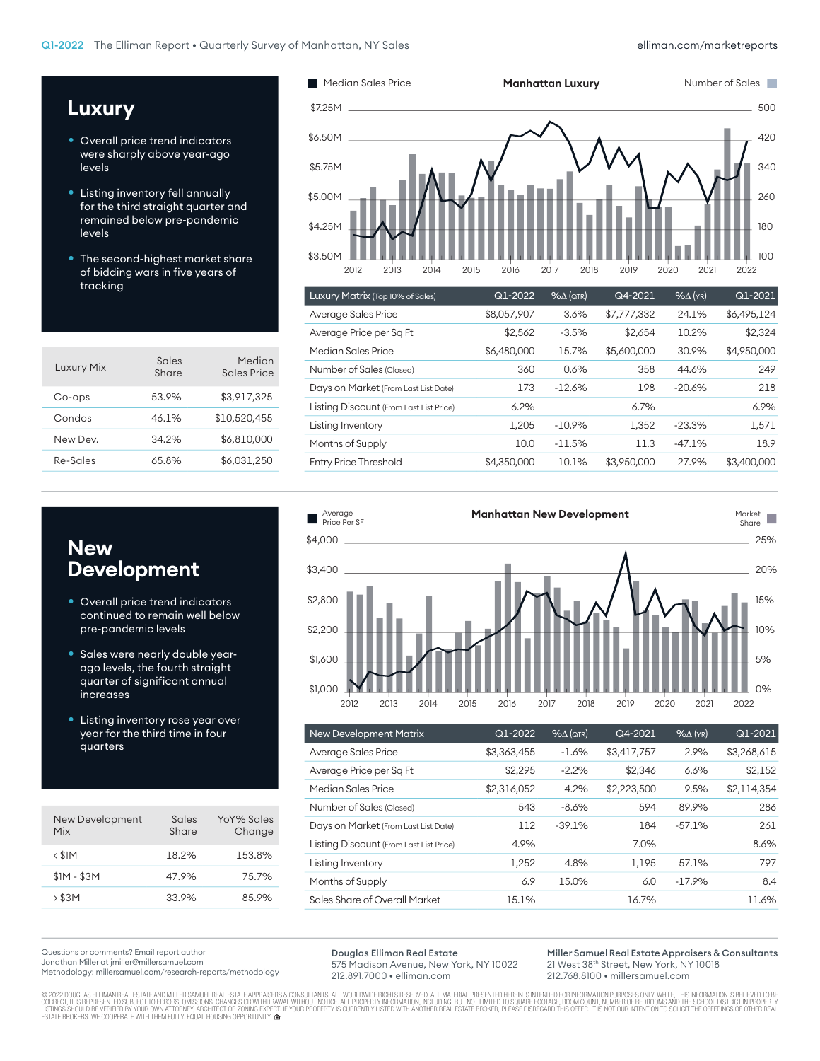## Luxury

- Overall price trend indicators were sharply above year-ago levels
- Listing inventory fell annually for the third straight quarter and remained below pre-pandemic levels
- The second-highest market share of bidding wars in five years of tracking

| Luxury Mix | Sales Share | Median Sales Price |
|---|---|---|
| Co-ops | 53.9% | $3,917,325 |
| Condos | 46.1% | $10,520,455 |
| New Dev. | 34.2% | $6,810,000 |
| Re-Sales | 65.8% | $6,031,250 |

Manhattan Luxury

Median Sales Price

Number of Sales

$7.25M
$6.50M
$5.75M
$5.00M
$4.25M
$3.50M

500
420
340
260
180
100

2012 2013 2014 2015 2016 2017 2018 2019 2020 2021 2022

| Luxury Matrix (Top 10% of Sales) | Q1-2022 | %Δ (QTR) | Q4-2021 | %Δ (YR) | Q1-2021 |
|---|---|---|---|---|---|
| Average Sales Price | $8,057,907 | 3.6% | $7,777,332 | 24.1% | $6,495,124 |
| Average Price per Sq Ft | $2,562 | -3.5% | $2,654 | 10.2% | $2,324 |
| Median Sales Price | $6,480,000 | 15.7% | $5,600,000 | 30.9% | $4,950,000 |
| Number of Sales (Closed) | 360 | 0.6% | 358 | 44.6% | 249 |
| Days on Market (From Last List Date) | 173 | -12.6% | 198 | -20.6% | 218 |
| Listing Discount (From Last List Price) | 6.2% | | 6.7% | | 6.9% |
| Listing Inventory | 1,205 | -10.9% | 1,352 | -23.3% | 1,571 |
| Months of Supply | 10.0 | -11.5% | 11.3 | -47.1% | 18.9 |
| Entry Price Threshold | $4,350,000 | 10.1% | $3,950,000 | 27.9% | $3,400,000 |

## New Development

- Overall price trend indicators continued to remain well below pre-pandemic levels
- Sales were nearly double year-ago levels, the fourth straight quarter of significant annual increases
- Listing inventory rose year over year for the third time in four quarters

| New Development Mix | Sales Share | YoY% Sales Change |
|---|---|---|
| < $1M | 18.2% | 153.8% |
| $1M - $3M | 47.9% | 75.7% |
| > $3M | 33.9% | 85.9% |

Manhattan New Development

Average Price Per SF

Market Share

$4,000
$3,400
$2,800
$2,200
$1,600
$1,000

25%
20%
15%
10%
5%
0%

2012 2013 2014 2015 2016 2017 2018 2019 2020 2021 2022

| New Development Matrix | Q1-2022 | %Δ (QTR) | Q4-2021 | %Δ (YR) | Q1-2021 |
|---|---|---|---|---|---|
| Average Sales Price | $3,363,455 | -1.6% | $3,417,757 | 2.9% | $3,268,615 |
| Average Price per Sq Ft | $2,295 | -2.2% | $2,346 | 6.6% | $2,152 |
| Median Sales Price | $2,316,052 | 4.2% | $2,223,500 | 9.5% | $2,114,354 |
| Number of Sales (Closed) | 543 | -8.6% | 594 | 89.9% | 286 |
| Days on Market (From Last List Date) | 112 | -39.1% | 184 | -57.1% | 261 |
| Listing Discount (From Last List Price) | 4.9% | | 7.0% | | 8.6% |
| Listing Inventory | 1,252 | 4.8% | 1,195 | 57.1% | 797 |
| Months of Supply | 6.9 | 15.0% | 6.0 | -17.9% | 8.4 |
| Sales Share of Overall Market | 15.1% | | 16.7% | | 11.6% |

Questions or comments? Email report author Jonathan Miller at jmiller@millersamuel.com
Methodology: millersamuel.com/research-reports/methodology

**Douglas Elliman Real Estate**
575 Madison Avenue, New York, NY 10022
212.891.7000 • elliman.com

**Miller Samuel Real Estate Appraisers & Consultants**
21 West 38th Street, New York, NY 10018
212.768.8100 • millersamuel.com

© 2022 DOUGLAS ELLIMAN REAL ESTATE AND MILLER SAMUEL REAL ESTATE APPRAISERS & CONSULTANTS. ALL WORLDWIDE RIGHTS RESERVED. ALL MATERIAL PRESENTED HEREIN IS INTENDED FOR INFORMATION PURPOSES ONLY. WHILE, THIS INFORMATION IS BELIEVED TO BE CORRECT, IT IS REPRESENTED SUBJECT TO ERRORS, OMISSIONS, CHANGES OR WITHDRAWAL WITHOUT NOTICE. ALL PROPERTY INFORMATION, INCLUDING, BUT NOT LIMITED TO SQUARE FOOTAGE, ROOM COUNT, NUMBER OF BEDROOMS AND THE SCHOOL DISTRICT IN PROPERTY LISTINGS SHOULD BE VERIFIED BY YOUR OWN ATTORNEY, ARCHITECT OR ZONING EXPERT. IF YOUR PROPERTY IS CURRENTLY LISTED WITH ANOTHER REAL ESTATE BROKER, PLEASE DISREGARD THIS OFFER. IT IS NOT OUR INTENTION TO SOLICIT THE OFFERINGS OF OTHER REAL ESTATE BROKERS. WE COOPERATE WITH THEM FULLY. EQUAL HOUSING OPPORTUNITY.